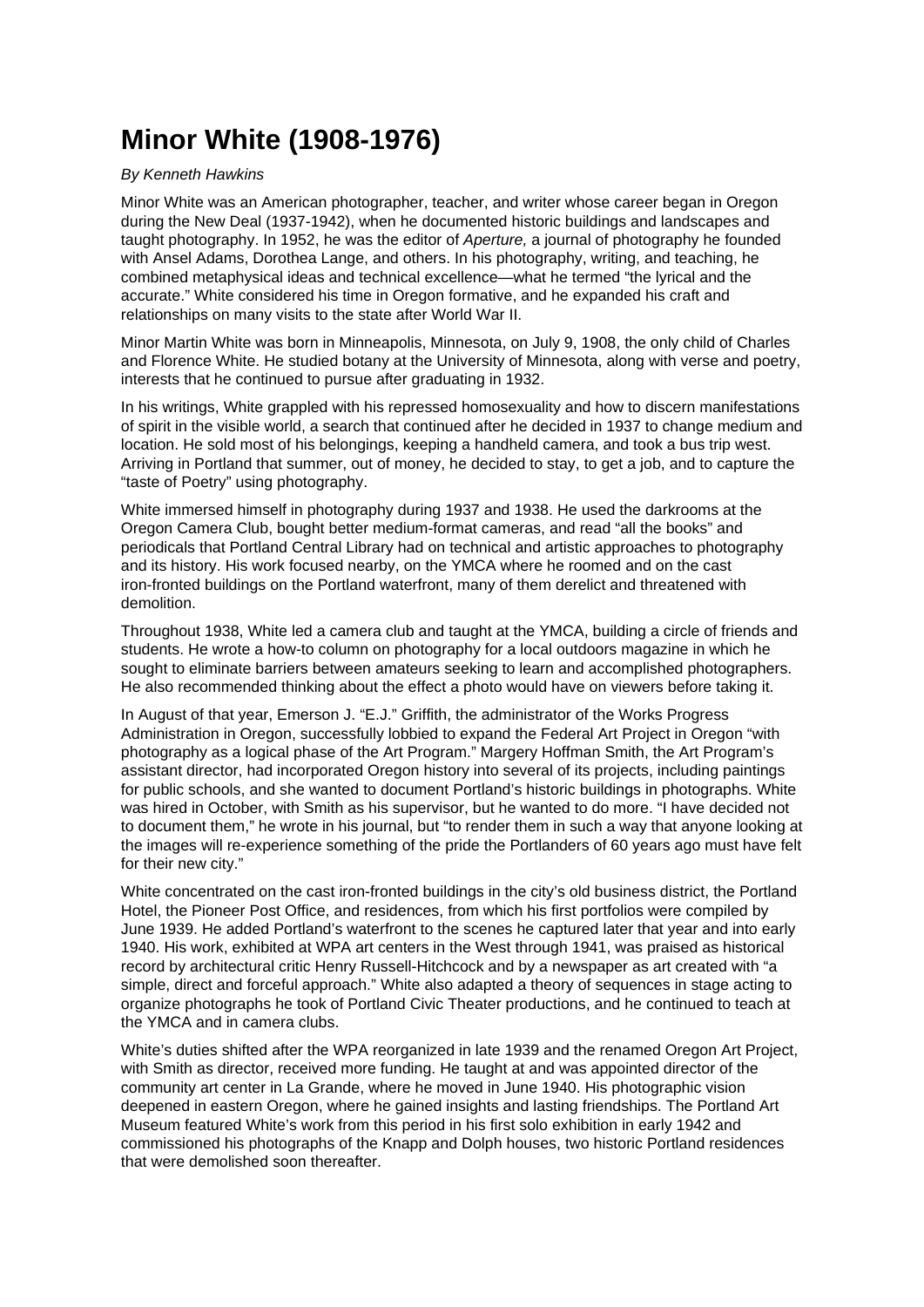# Minor White (1908-1976)

*By Kenneth Hawkins*

Minor White was an American photographer, teacher, and writer whose career began in Oregon during the New Deal (1937-1942), when he documented historic buildings and landscapes and taught photography. In 1952, he was the editor of *Aperture,* a journal of photography he founded with Ansel Adams, Dorothea Lange, and others. In his photography, writing, and teaching, he combined metaphysical ideas and technical excellence—what he termed "the lyrical and the accurate." White considered his time in Oregon formative, and he expanded his craft and relationships on many visits to the state after World War II.

Minor Martin White was born in Minneapolis, Minnesota, on July 9, 1908, the only child of Charles and Florence White. He studied botany at the University of Minnesota, along with verse and poetry, interests that he continued to pursue after graduating in 1932.

In his writings, White grappled with his repressed homosexuality and how to discern manifestations of spirit in the visible world, a search that continued after he decided in 1937 to change medium and location. He sold most of his belongings, keeping a handheld camera, and took a bus trip west. Arriving in Portland that summer, out of money, he decided to stay, to get a job, and to capture the "taste of Poetry" using photography.

White immersed himself in photography during 1937 and 1938. He used the darkrooms at the Oregon Camera Club, bought better medium-format cameras, and read "all the books" and periodicals that Portland Central Library had on technical and artistic approaches to photography and its history. His work focused nearby, on the YMCA where he roomed and on the cast iron-fronted buildings on the Portland waterfront, many of them derelict and threatened with demolition.

Throughout 1938, White led a camera club and taught at the YMCA, building a circle of friends and students. He wrote a how-to column on photography for a local outdoors magazine in which he sought to eliminate barriers between amateurs seeking to learn and accomplished photographers. He also recommended thinking about the effect a photo would have on viewers before taking it.

In August of that year, Emerson J. "E.J." Griffith, the administrator of the Works Progress Administration in Oregon, successfully lobbied to expand the Federal Art Project in Oregon "with photography as a logical phase of the Art Program." Margery Hoffman Smith, the Art Program's assistant director, had incorporated Oregon history into several of its projects, including paintings for public schools, and she wanted to document Portland's historic buildings in photographs. White was hired in October, with Smith as his supervisor, but he wanted to do more. "I have decided not to document them," he wrote in his journal, but "to render them in such a way that anyone looking at the images will re-experience something of the pride the Portlanders of 60 years ago must have felt for their new city."

White concentrated on the cast iron-fronted buildings in the city's old business district, the Portland Hotel, the Pioneer Post Office, and residences, from which his first portfolios were compiled by June 1939. He added Portland's waterfront to the scenes he captured later that year and into early 1940. His work, exhibited at WPA art centers in the West through 1941, was praised as historical record by architectural critic Henry Russell-Hitchcock and by a newspaper as art created with "a simple, direct and forceful approach." White also adapted a theory of sequences in stage acting to organize photographs he took of Portland Civic Theater productions, and he continued to teach at the YMCA and in camera clubs.

White's duties shifted after the WPA reorganized in late 1939 and the renamed Oregon Art Project, with Smith as director, received more funding. He taught at and was appointed director of the community art center in La Grande, where he moved in June 1940. His photographic vision deepened in eastern Oregon, where he gained insights and lasting friendships. The Portland Art Museum featured White's work from this period in his first solo exhibition in early 1942 and commissioned his photographs of the Knapp and Dolph houses, two historic Portland residences that were demolished soon thereafter.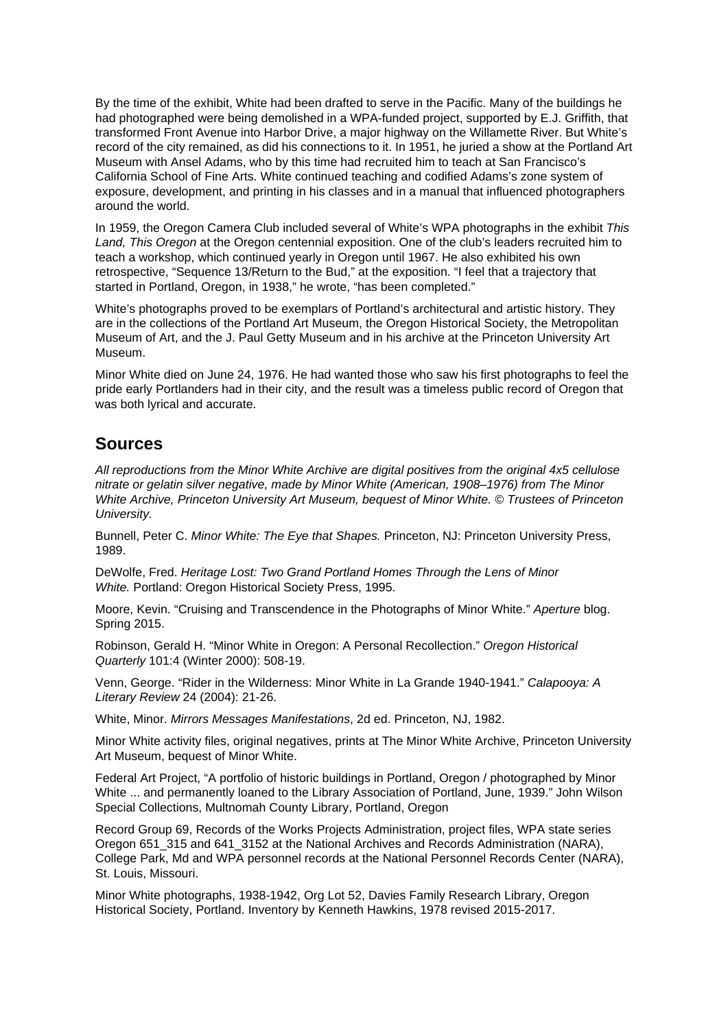By the time of the exhibit, White had been drafted to serve in the Pacific. Many of the buildings he had photographed were being demolished in a WPA-funded project, supported by E.J. Griffith, that transformed Front Avenue into Harbor Drive, a major highway on the Willamette River. But White's record of the city remained, as did his connections to it. In 1951, he juried a show at the Portland Art Museum with Ansel Adams, who by this time had recruited him to teach at San Francisco's California School of Fine Arts. White continued teaching and codified Adams's zone system of exposure, development, and printing in his classes and in a manual that influenced photographers around the world.

In 1959, the Oregon Camera Club included several of White's WPA photographs in the exhibit *This Land, This Oregon* at the Oregon centennial exposition. One of the club's leaders recruited him to teach a workshop, which continued yearly in Oregon until 1967. He also exhibited his own retrospective, "Sequence 13/Return to the Bud," at the exposition. "I feel that a trajectory that started in Portland, Oregon, in 1938," he wrote, "has been completed."

White's photographs proved to be exemplars of Portland's architectural and artistic history. They are in the collections of the Portland Art Museum, the Oregon Historical Society, the Metropolitan Museum of Art, and the J. Paul Getty Museum and in his archive at the Princeton University Art Museum.

Minor White died on June 24, 1976. He had wanted those who saw his first photographs to feel the pride early Portlanders had in their city, and the result was a timeless public record of Oregon that was both lyrical and accurate.

## Sources

*All reproductions from the Minor White Archive are digital positives from the original 4x5 cellulose nitrate or gelatin silver negative, made by Minor White (American, 1908–1976) from The Minor White Archive, Princeton University Art Museum, bequest of Minor White. © Trustees of Princeton University.*

Bunnell, Peter C. *Minor White: The Eye that Shapes.* Princeton, NJ: Princeton University Press, 1989.

DeWolfe, Fred. *Heritage Lost: Two Grand Portland Homes Through the Lens of Minor White.* Portland: Oregon Historical Society Press, 1995.

Moore, Kevin. "Cruising and Transcendence in the Photographs of Minor White." *Aperture* blog. Spring 2015.

Robinson, Gerald H. "Minor White in Oregon: A Personal Recollection." *Oregon Historical Quarterly* 101:4 (Winter 2000): 508-19.

Venn, George. "Rider in the Wilderness: Minor White in La Grande 1940-1941." *Calapooya: A Literary Review* 24 (2004): 21-26.

White, Minor. *Mirrors Messages Manifestations*, 2d ed. Princeton, NJ, 1982.

Minor White activity files, original negatives, prints at The Minor White Archive, Princeton University Art Museum, bequest of Minor White.

Federal Art Project, "A portfolio of historic buildings in Portland, Oregon / photographed by Minor White ... and permanently loaned to the Library Association of Portland, June, 1939." John Wilson Special Collections, Multnomah County Library, Portland, Oregon

Record Group 69, Records of the Works Projects Administration, project files, WPA state series Oregon 651_315 and 641_3152 at the National Archives and Records Administration (NARA), College Park, Md and WPA personnel records at the National Personnel Records Center (NARA), St. Louis, Missouri.

Minor White photographs, 1938-1942, Org Lot 52, Davies Family Research Library, Oregon Historical Society, Portland. Inventory by Kenneth Hawkins, 1978 revised 2015-2017.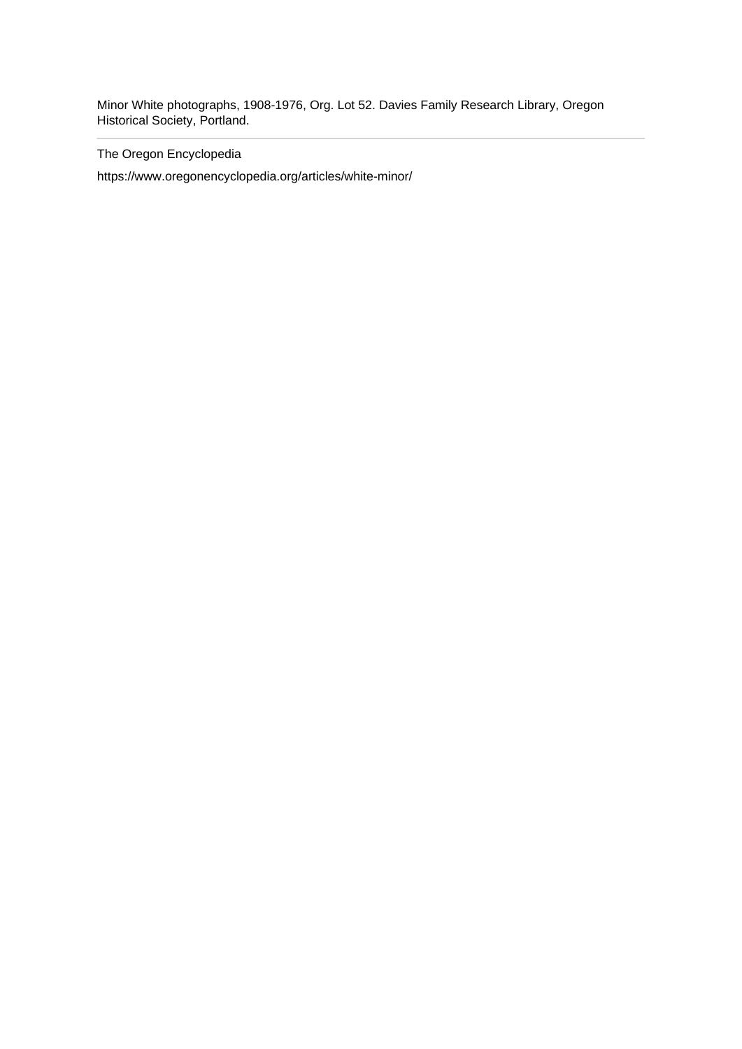Minor White photographs, 1908-1976, Org. Lot 52. Davies Family Research Library, Oregon Historical Society, Portland.

---

The Oregon Encyclopedia

https://www.oregonencyclopedia.org/articles/white-minor/